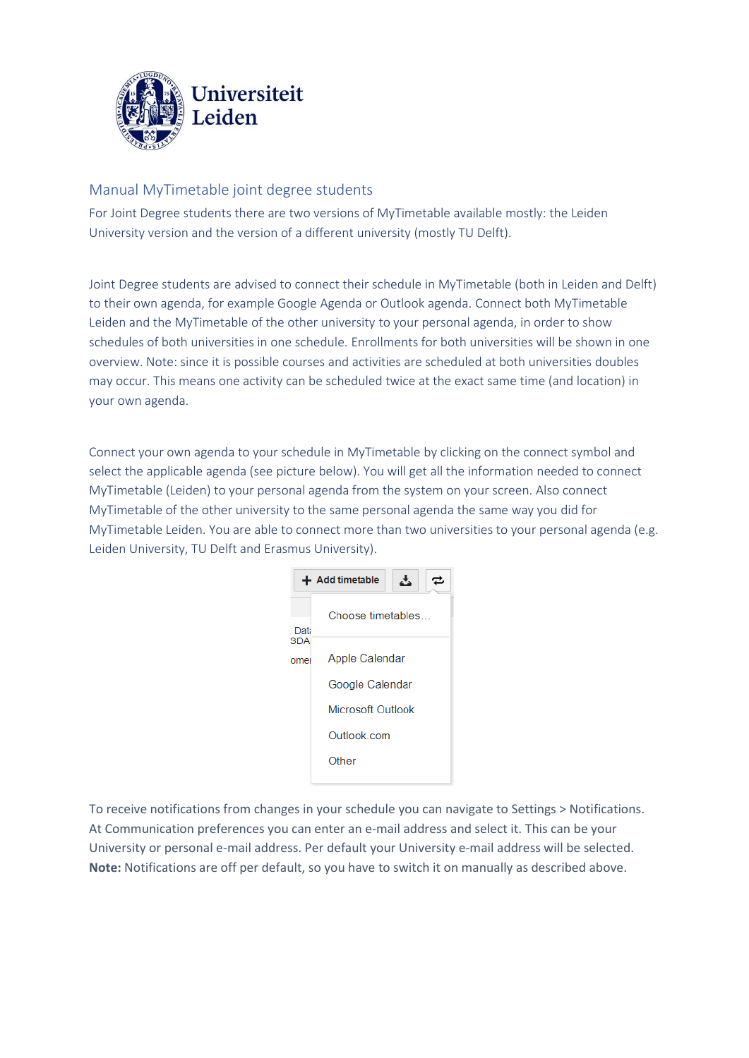Universiteit Leiden

## Manual MyTimetable joint degree students

For Joint Degree students there are two versions of MyTimetable available mostly: the Leiden University version and the version of a different university (mostly TU Delft).

Joint Degree students are advised to connect their schedule in MyTimetable (both in Leiden and Delft) to their own agenda, for example Google Agenda or Outlook agenda. Connect both MyTimetable Leiden and the MyTimetable of the other university to your personal agenda, in order to show schedules of both universities in one schedule. Enrollments for both universities will be shown in one overview. Note: since it is possible courses and activities are scheduled at both universities doubles may occur. This means one activity can be scheduled twice at the exact same time (and location) in your own agenda.

Connect your own agenda to your schedule in MyTimetable by clicking on the connect symbol and select the applicable agenda (see picture below). You will get all the information needed to connect MyTimetable (Leiden) to your personal agenda from the system on your screen. Also connect MyTimetable of the other university to the same personal agenda the same way you did for MyTimetable Leiden. You are able to connect more than two universities to your personal agenda (e.g. Leiden University, TU Delft and Erasmus University).

To receive notifications from changes in your schedule you can navigate to Settings > Notifications. At Communication preferences you can enter an e-mail address and select it. This can be your University or personal e-mail address. Per default your University e-mail address will be selected. **Note:** Notifications are off per default, so you have to switch it on manually as described above.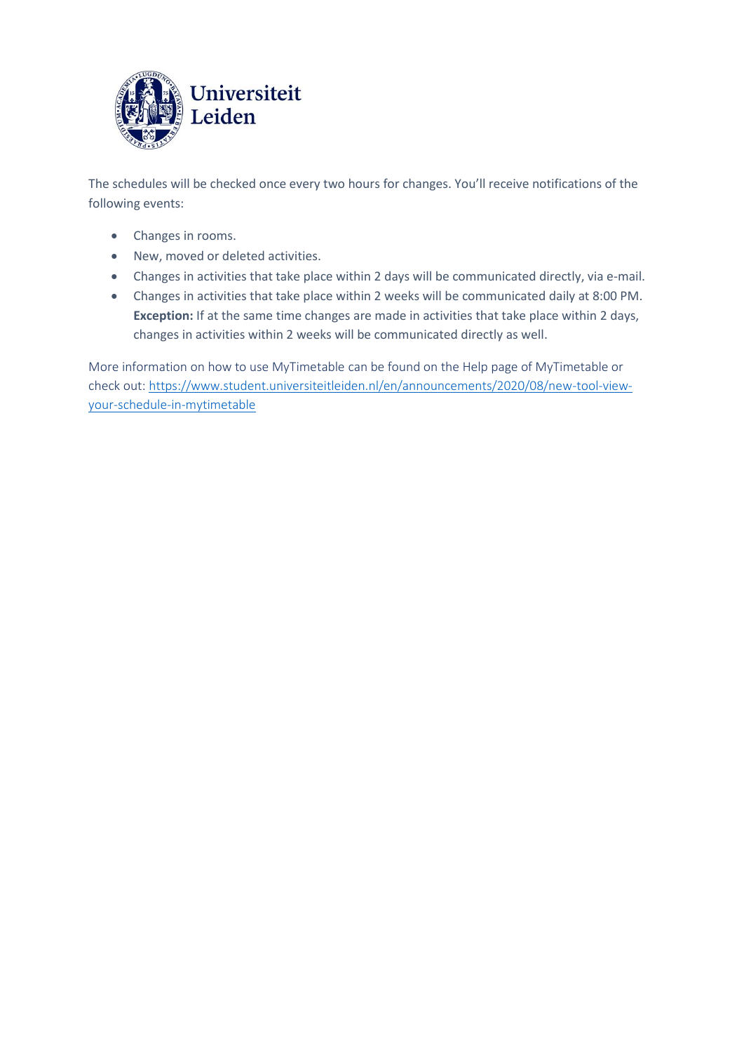The schedules will be checked once every two hours for changes. You'll receive notifications of the following events:

- Changes in rooms.
- New, moved or deleted activities.
- Changes in activities that take place within 2 days will be communicated directly, via e-mail.
- Changes in activities that take place within 2 weeks will be communicated daily at 8:00 PM. **Exception:** If at the same time changes are made in activities that take place within 2 days, changes in activities within 2 weeks will be communicated directly as well.

More information on how to use MyTimetable can be found on the Help page of MyTimetable or check out: [https://www.student.universiteitleiden.nl/en/announcements/2020/08/new-tool-view-your-schedule-in-mytimetable](https://www.student.universiteitleiden.nl/en/announcements/2020/08/new-tool-view-your-schedule-in-mytimetable)